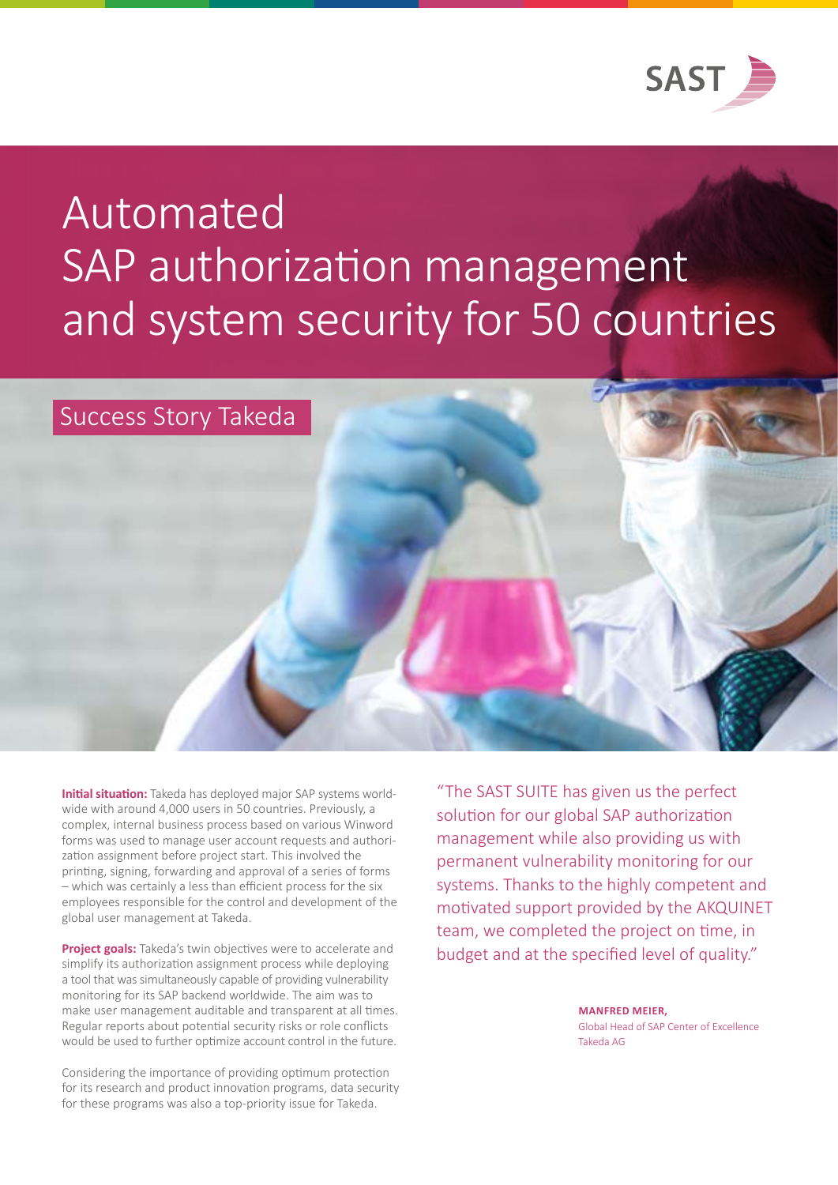SAST

# Automated SAP authorization management and system security for 50 countries

Success Story Takeda

**Initial situation:** Takeda has deployed major SAP systems worldwide with around 4,000 users in 50 countries. Previously, a complex, internal business process based on various Winword forms was used to manage user account requests and authorization assignment before project start. This involved the printing, signing, forwarding and approval of a series of forms – which was certainly a less than efficient process for the six employees responsible for the control and development of the global user management at Takeda.

**Project goals:** Takeda's twin objectives were to accelerate and simplify its authorization assignment process while deploying a tool that was simultaneously capable of providing vulnerability monitoring for its SAP backend worldwide. The aim was to make user management auditable and transparent at all times. Regular reports about potential security risks or role conflicts would be used to further optimize account control in the future.

Considering the importance of providing optimum protection for its research and product innovation programs, data security for these programs was also a top-priority issue for Takeda.

"The SAST SUITE has given us the perfect solution for our global SAP authorization management while also providing us with permanent vulnerability monitoring for our systems. Thanks to the highly competent and motivated support provided by the AKQUINET team, we completed the project on time, in budget and at the specified level of quality."

**MANFRED MEIER,**
Global Head of SAP Center of Excellence
Takeda AG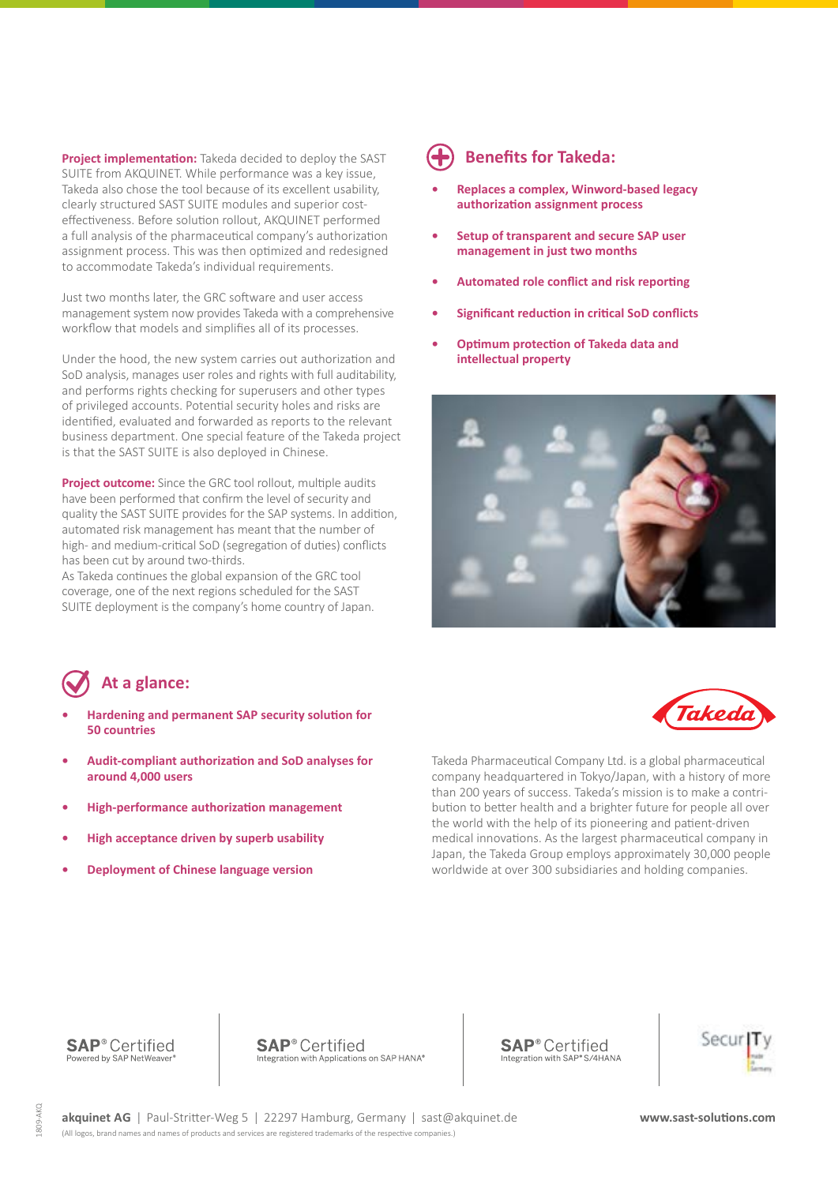**Project implementation:** Takeda decided to deploy the SAST SUITE from AKQUINET. While performance was a key issue, Takeda also chose the tool because of its excellent usability, clearly structured SAST SUITE modules and superior cost-effectiveness. Before solution rollout, AKQUINET performed a full analysis of the pharmaceutical company's authorization assignment process. This was then optimized and redesigned to accommodate Takeda's individual requirements.

Just two months later, the GRC software and user access management system now provides Takeda with a comprehensive workflow that models and simplifies all of its processes.

Under the hood, the new system carries out authorization and SoD analysis, manages user roles and rights with full auditability, and performs rights checking for superusers and other types of privileged accounts. Potential security holes and risks are identified, evaluated and forwarded as reports to the relevant business department. One special feature of the Takeda project is that the SAST SUITE is also deployed in Chinese.

**Project outcome:** Since the GRC tool rollout, multiple audits have been performed that confirm the level of security and quality the SAST SUITE provides for the SAP systems. In addition, automated risk management has meant that the number of high- and medium-critical SoD (segregation of duties) conflicts has been cut by around two-thirds.
As Takeda continues the global expansion of the GRC tool coverage, one of the next regions scheduled for the SAST SUITE deployment is the company's home country of Japan.

## Benefits for Takeda:

- **Replaces a complex, Winword-based legacy authorization assignment process**
- **Setup of transparent and secure SAP user management in just two months**
- **Automated role conflict and risk reporting**
- **Significant reduction in critical SoD conflicts**
- **Optimum protection of Takeda data and intellectual property**

## At a glance:

- **Hardening and permanent SAP security solution for 50 countries**
- **Audit-compliant authorization and SoD analyses for around 4,000 users**
- **High-performance authorization management**
- **High acceptance driven by superb usability**
- **Deployment of Chinese language version**

Takeda

Takeda Pharmaceutical Company Ltd. is a global pharmaceutical company headquartered in Tokyo/Japan, with a history of more than 200 years of success. Takeda's mission is to make a contribution to better health and a brighter future for people all over the world with the help of its pioneering and patient-driven medical innovations. As the largest pharmaceutical company in Japan, the Takeda Group employs approximately 30,000 people worldwide at over 300 subsidiaries and holding companies.

SAP® Certified
Powered by SAP NetWeaver®

SAP® Certified
Integration with Applications on SAP HANA®

SAP® Certified
Integration with SAP® S/4HANA

SecurITy made in Germany

1809-AKQ

**akquinet AG** | Paul-Stritter-Weg 5 | 22297 Hamburg, Germany | sast@akquinet.de **www.sast-solutions.com**

(All logos, brand names and names of products and services are registered trademarks of the respective companies.)